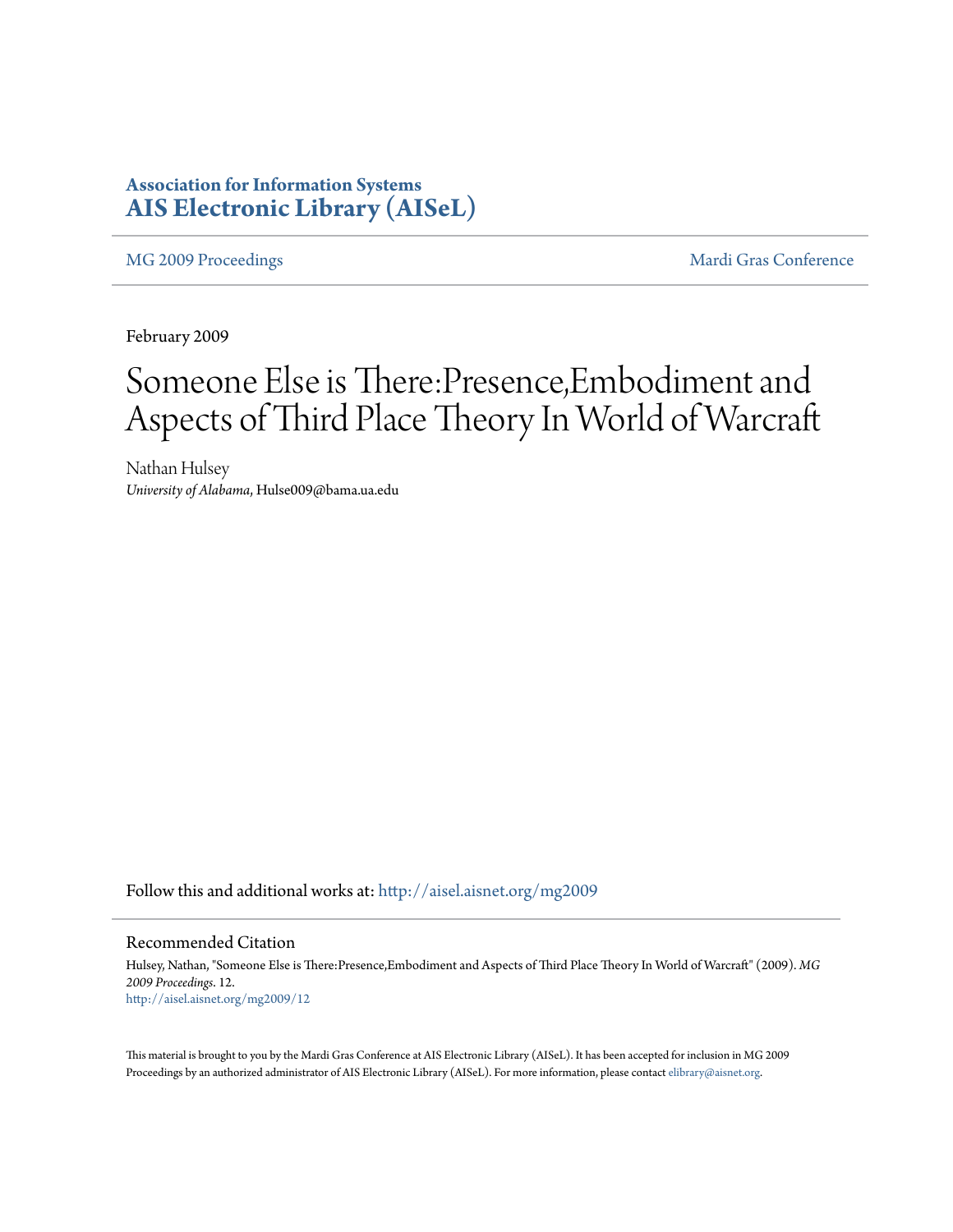**Association for Information Systems**
**AIS Electronic Library (AISeL)**

MG 2009 Proceedings | Mardi Gras Conference

February 2009

# Someone Else is There:Presence,Embodiment and Aspects of Third Place Theory In World of Warcraft

Nathan Hulsey
*University of Alabama*, Hulse009@bama.ua.edu

Follow this and additional works at: http://aisel.aisnet.org/mg2009

## Recommended Citation

Hulsey, Nathan, "Someone Else is There:Presence,Embodiment and Aspects of Third Place Theory In World of Warcraft" (2009). *MG 2009 Proceedings*. 12.
http://aisel.aisnet.org/mg2009/12

This material is brought to you by the Mardi Gras Conference at AIS Electronic Library (AISeL). It has been accepted for inclusion in MG 2009 Proceedings by an authorized administrator of AIS Electronic Library (AISeL). For more information, please contact elibrary@aisnet.org.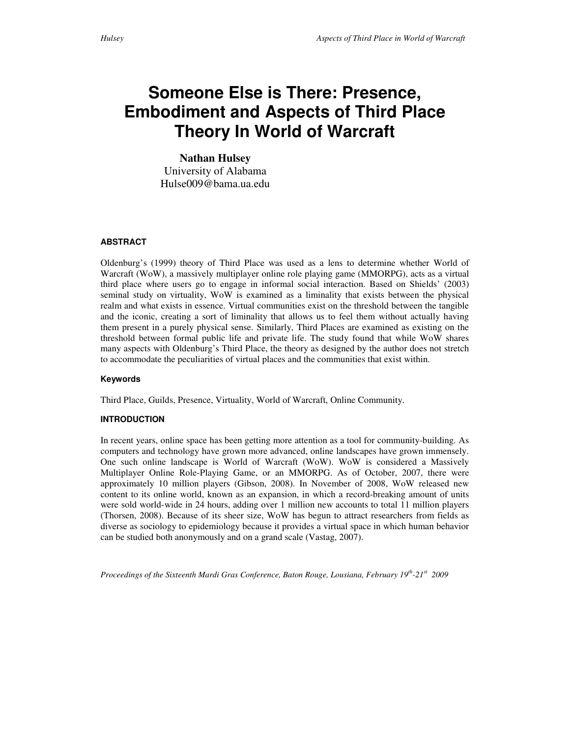# Someone Else is There: Presence, Embodiment and Aspects of Third Place Theory In World of Warcraft

**Nathan Hulsey**
University of Alabama
Hulse009@bama.ua.edu

#### ABSTRACT

Oldenburg's (1999) theory of Third Place was used as a lens to determine whether World of Warcraft (WoW), a massively multiplayer online role playing game (MMORPG), acts as a virtual third place where users go to engage in informal social interaction. Based on Shields' (2003) seminal study on virtuality, WoW is examined as a liminality that exists between the physical realm and what exists in essence. Virtual communities exist on the threshold between the tangible and the iconic, creating a sort of liminality that allows us to feel them without actually having them present in a purely physical sense. Similarly, Third Places are examined as existing on the threshold between formal public life and private life. The study found that while WoW shares many aspects with Oldenburg's Third Place, the theory as designed by the author does not stretch to accommodate the peculiarities of virtual places and the communities that exist within.

#### Keywords

Third Place, Guilds, Presence, Virtuality, World of Warcraft, Online Community.

#### INTRODUCTION

In recent years, online space has been getting more attention as a tool for community-building. As computers and technology have grown more advanced, online landscapes have grown immensely. One such online landscape is World of Warcraft (WoW). WoW is considered a Massively Multiplayer Online Role-Playing Game, or an MMORPG. As of October, 2007, there were approximately 10 million players (Gibson, 2008). In November of 2008, WoW released new content to its online world, known as an expansion, in which a record-breaking amount of units were sold world-wide in 24 hours, adding over 1 million new accounts to total 11 million players (Thorsen, 2008). Because of its sheer size, WoW has begun to attract researchers from fields as diverse as sociology to epidemiology because it provides a virtual space in which human behavior can be studied both anonymously and on a grand scale (Vastag, 2007).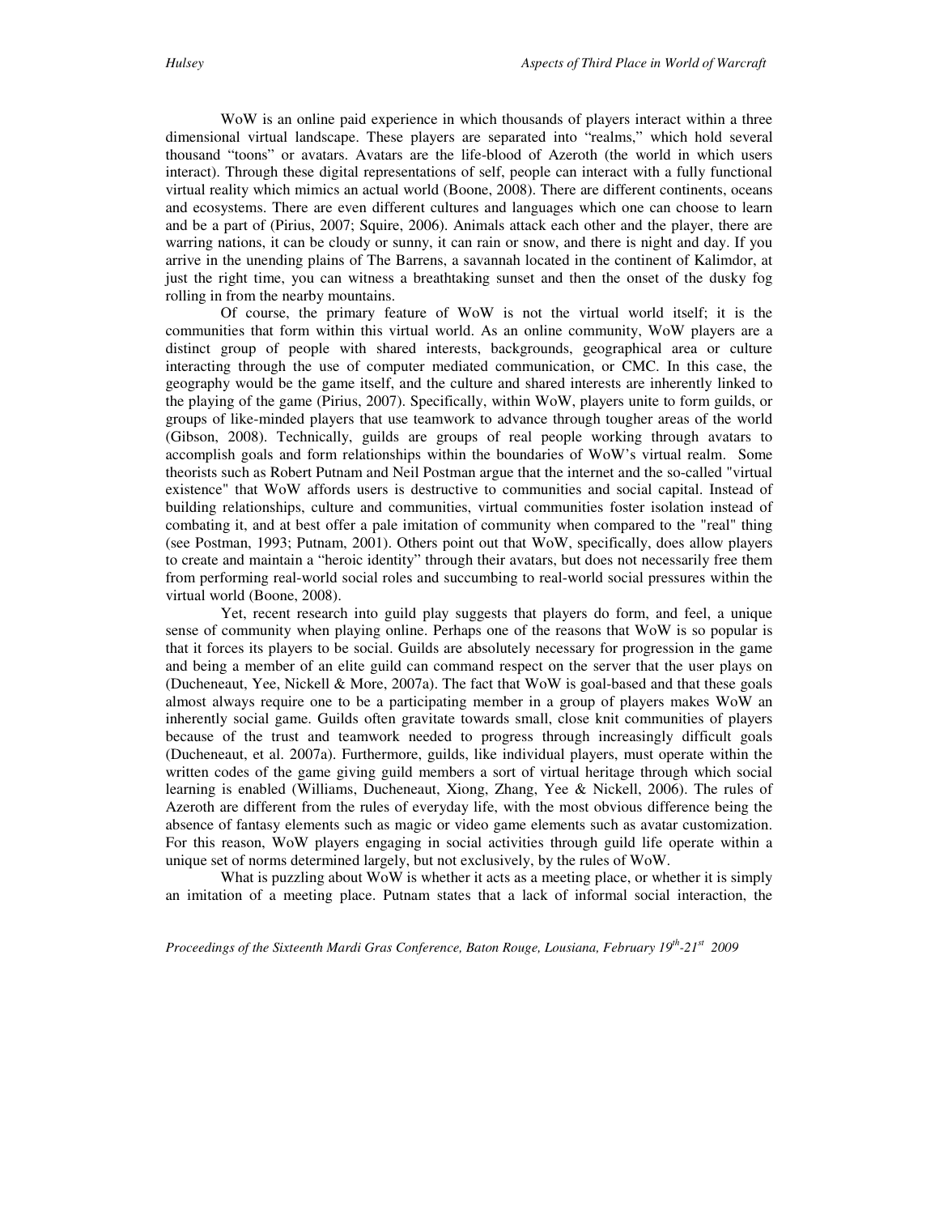WoW is an online paid experience in which thousands of players interact within a three dimensional virtual landscape. These players are separated into "realms," which hold several thousand "toons" or avatars. Avatars are the life-blood of Azeroth (the world in which users interact). Through these digital representations of self, people can interact with a fully functional virtual reality which mimics an actual world (Boone, 2008). There are different continents, oceans and ecosystems. There are even different cultures and languages which one can choose to learn and be a part of (Pirius, 2007; Squire, 2006). Animals attack each other and the player, there are warring nations, it can be cloudy or sunny, it can rain or snow, and there is night and day. If you arrive in the unending plains of The Barrens, a savannah located in the continent of Kalimdor, at just the right time, you can witness a breathtaking sunset and then the onset of the dusky fog rolling in from the nearby mountains.

Of course, the primary feature of WoW is not the virtual world itself; it is the communities that form within this virtual world. As an online community, WoW players are a distinct group of people with shared interests, backgrounds, geographical area or culture interacting through the use of computer mediated communication, or CMC. In this case, the geography would be the game itself, and the culture and shared interests are inherently linked to the playing of the game (Pirius, 2007). Specifically, within WoW, players unite to form guilds, or groups of like-minded players that use teamwork to advance through tougher areas of the world (Gibson, 2008). Technically, guilds are groups of real people working through avatars to accomplish goals and form relationships within the boundaries of WoW's virtual realm. Some theorists such as Robert Putnam and Neil Postman argue that the internet and the so-called "virtual existence" that WoW affords users is destructive to communities and social capital. Instead of building relationships, culture and communities, virtual communities foster isolation instead of combating it, and at best offer a pale imitation of community when compared to the "real" thing (see Postman, 1993; Putnam, 2001). Others point out that WoW, specifically, does allow players to create and maintain a "heroic identity" through their avatars, but does not necessarily free them from performing real-world social roles and succumbing to real-world social pressures within the virtual world (Boone, 2008).

Yet, recent research into guild play suggests that players do form, and feel, a unique sense of community when playing online. Perhaps one of the reasons that WoW is so popular is that it forces its players to be social. Guilds are absolutely necessary for progression in the game and being a member of an elite guild can command respect on the server that the user plays on (Ducheneaut, Yee, Nickell & More, 2007a). The fact that WoW is goal-based and that these goals almost always require one to be a participating member in a group of players makes WoW an inherently social game. Guilds often gravitate towards small, close knit communities of players because of the trust and teamwork needed to progress through increasingly difficult goals (Ducheneaut, et al. 2007a). Furthermore, guilds, like individual players, must operate within the written codes of the game giving guild members a sort of virtual heritage through which social learning is enabled (Williams, Ducheneaut, Xiong, Zhang, Yee & Nickell, 2006). The rules of Azeroth are different from the rules of everyday life, with the most obvious difference being the absence of fantasy elements such as magic or video game elements such as avatar customization. For this reason, WoW players engaging in social activities through guild life operate within a unique set of norms determined largely, but not exclusively, by the rules of WoW.

What is puzzling about WoW is whether it acts as a meeting place, or whether it is simply an imitation of a meeting place. Putnam states that a lack of informal social interaction, the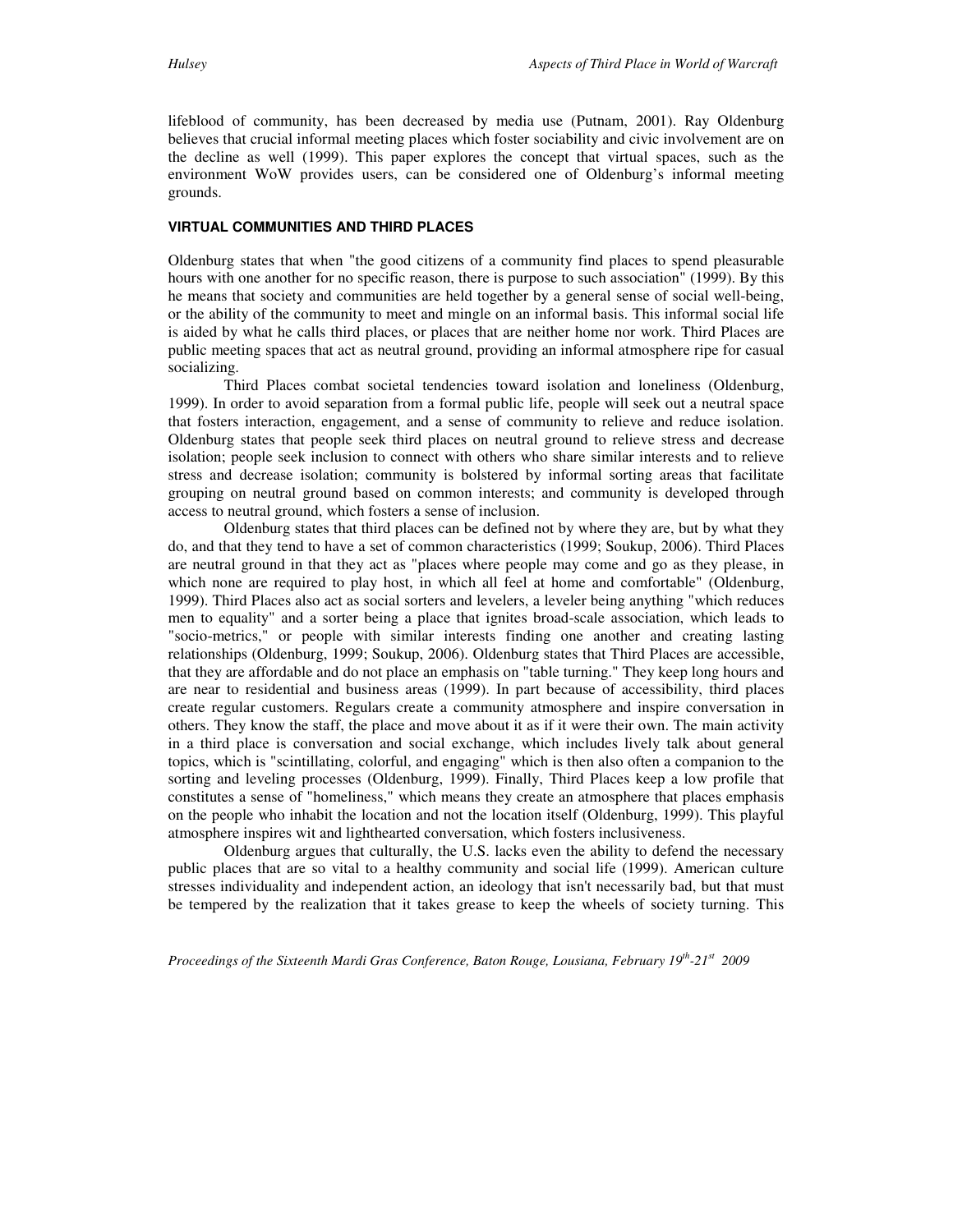lifeblood of community, has been decreased by media use (Putnam, 2001). Ray Oldenburg believes that crucial informal meeting places which foster sociability and civic involvement are on the decline as well (1999). This paper explores the concept that virtual spaces, such as the environment WoW provides users, can be considered one of Oldenburg's informal meeting grounds.

## VIRTUAL COMMUNITIES AND THIRD PLACES

Oldenburg states that when "the good citizens of a community find places to spend pleasurable hours with one another for no specific reason, there is purpose to such association" (1999). By this he means that society and communities are held together by a general sense of social well-being, or the ability of the community to meet and mingle on an informal basis. This informal social life is aided by what he calls third places, or places that are neither home nor work. Third Places are public meeting spaces that act as neutral ground, providing an informal atmosphere ripe for casual socializing.

Third Places combat societal tendencies toward isolation and loneliness (Oldenburg, 1999). In order to avoid separation from a formal public life, people will seek out a neutral space that fosters interaction, engagement, and a sense of community to relieve and reduce isolation. Oldenburg states that people seek third places on neutral ground to relieve stress and decrease isolation; people seek inclusion to connect with others who share similar interests and to relieve stress and decrease isolation; community is bolstered by informal sorting areas that facilitate grouping on neutral ground based on common interests; and community is developed through access to neutral ground, which fosters a sense of inclusion.

Oldenburg states that third places can be defined not by where they are, but by what they do, and that they tend to have a set of common characteristics (1999; Soukup, 2006). Third Places are neutral ground in that they act as "places where people may come and go as they please, in which none are required to play host, in which all feel at home and comfortable" (Oldenburg, 1999). Third Places also act as social sorters and levelers, a leveler being anything "which reduces men to equality" and a sorter being a place that ignites broad-scale association, which leads to "socio-metrics," or people with similar interests finding one another and creating lasting relationships (Oldenburg, 1999; Soukup, 2006). Oldenburg states that Third Places are accessible, that they are affordable and do not place an emphasis on "table turning." They keep long hours and are near to residential and business areas (1999). In part because of accessibility, third places create regular customers. Regulars create a community atmosphere and inspire conversation in others. They know the staff, the place and move about it as if it were their own. The main activity in a third place is conversation and social exchange, which includes lively talk about general topics, which is "scintillating, colorful, and engaging" which is then also often a companion to the sorting and leveling processes (Oldenburg, 1999). Finally, Third Places keep a low profile that constitutes a sense of "homeliness," which means they create an atmosphere that places emphasis on the people who inhabit the location and not the location itself (Oldenburg, 1999). This playful atmosphere inspires wit and lighthearted conversation, which fosters inclusiveness.

Oldenburg argues that culturally, the U.S. lacks even the ability to defend the necessary public places that are so vital to a healthy community and social life (1999). American culture stresses individuality and independent action, an ideology that isn't necessarily bad, but that must be tempered by the realization that it takes grease to keep the wheels of society turning. This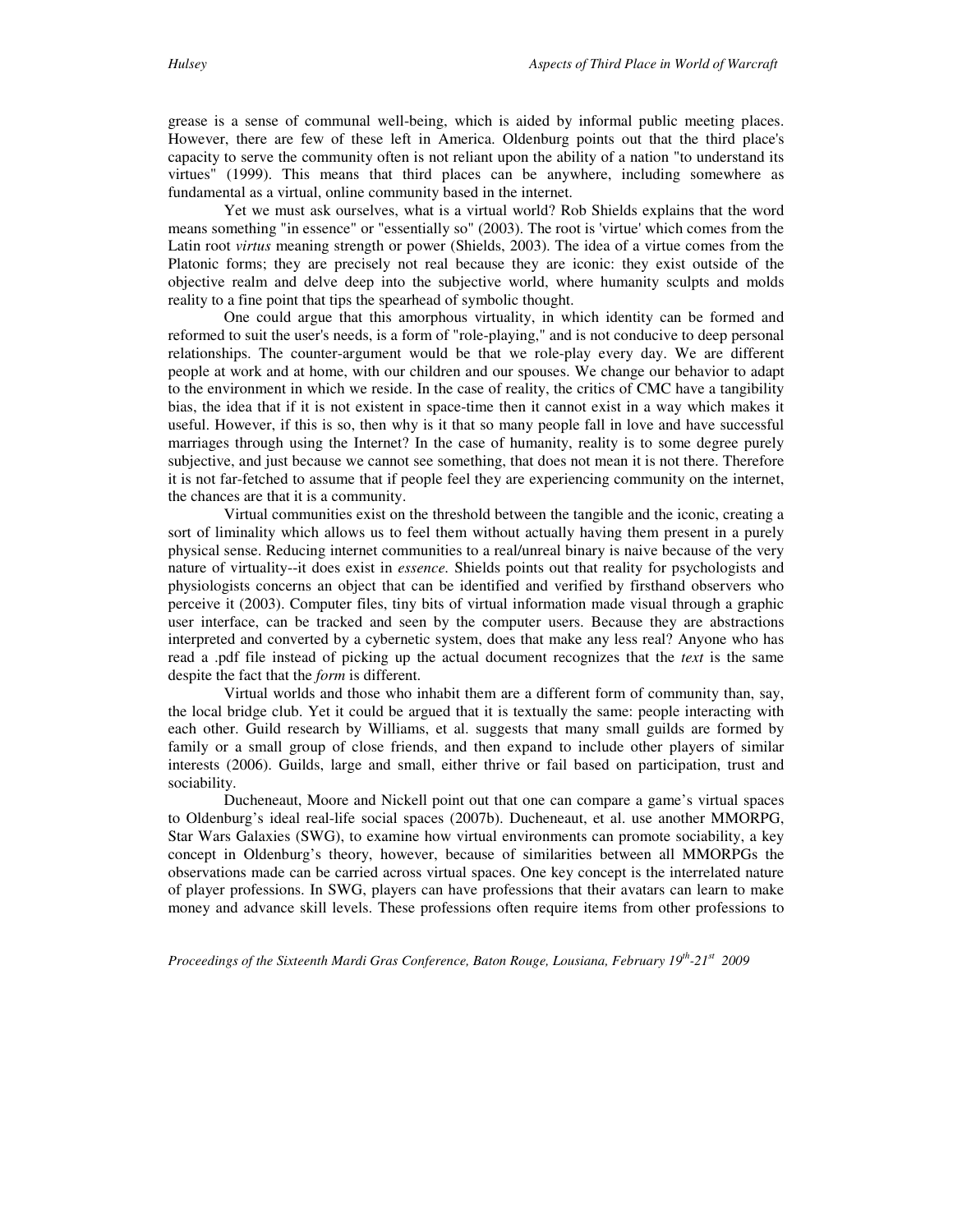grease is a sense of communal well-being, which is aided by informal public meeting places. However, there are few of these left in America. Oldenburg points out that the third place's capacity to serve the community often is not reliant upon the ability of a nation "to understand its virtues" (1999). This means that third places can be anywhere, including somewhere as fundamental as a virtual, online community based in the internet.

Yet we must ask ourselves, what is a virtual world? Rob Shields explains that the word means something "in essence" or "essentially so" (2003). The root is 'virtue' which comes from the Latin root *virtus* meaning strength or power (Shields, 2003). The idea of a virtue comes from the Platonic forms; they are precisely not real because they are iconic: they exist outside of the objective realm and delve deep into the subjective world, where humanity sculpts and molds reality to a fine point that tips the spearhead of symbolic thought.

One could argue that this amorphous virtuality, in which identity can be formed and reformed to suit the user's needs, is a form of "role-playing," and is not conducive to deep personal relationships. The counter-argument would be that we role-play every day. We are different people at work and at home, with our children and our spouses. We change our behavior to adapt to the environment in which we reside. In the case of reality, the critics of CMC have a tangibility bias, the idea that if it is not existent in space-time then it cannot exist in a way which makes it useful. However, if this is so, then why is it that so many people fall in love and have successful marriages through using the Internet? In the case of humanity, reality is to some degree purely subjective, and just because we cannot see something, that does not mean it is not there. Therefore it is not far-fetched to assume that if people feel they are experiencing community on the internet, the chances are that it is a community.

Virtual communities exist on the threshold between the tangible and the iconic, creating a sort of liminality which allows us to feel them without actually having them present in a purely physical sense. Reducing internet communities to a real/unreal binary is naive because of the very nature of virtuality--it does exist in *essence*. Shields points out that reality for psychologists and physiologists concerns an object that can be identified and verified by firsthand observers who perceive it (2003). Computer files, tiny bits of virtual information made visual through a graphic user interface, can be tracked and seen by the computer users. Because they are abstractions interpreted and converted by a cybernetic system, does that make any less real? Anyone who has read a .pdf file instead of picking up the actual document recognizes that the *text* is the same despite the fact that the *form* is different.

Virtual worlds and those who inhabit them are a different form of community than, say, the local bridge club. Yet it could be argued that it is textually the same: people interacting with each other. Guild research by Williams, et al. suggests that many small guilds are formed by family or a small group of close friends, and then expand to include other players of similar interests (2006). Guilds, large and small, either thrive or fail based on participation, trust and sociability.

Ducheneaut, Moore and Nickell point out that one can compare a game's virtual spaces to Oldenburg's ideal real-life social spaces (2007b). Ducheneaut, et al. use another MMORPG, Star Wars Galaxies (SWG), to examine how virtual environments can promote sociability, a key concept in Oldenburg's theory, however, because of similarities between all MMORPGs the observations made can be carried across virtual spaces. One key concept is the interrelated nature of player professions. In SWG, players can have professions that their avatars can learn to make money and advance skill levels. These professions often require items from other professions to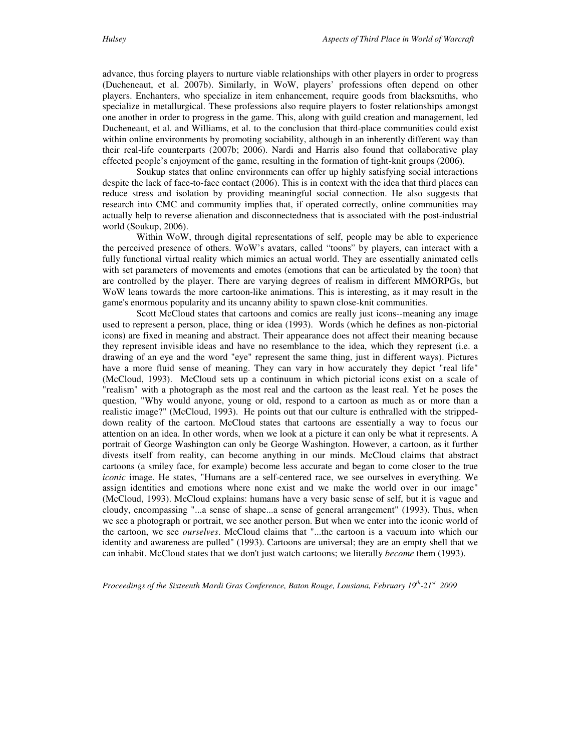advance, thus forcing players to nurture viable relationships with other players in order to progress (Ducheneaut, et al. 2007b). Similarly, in WoW, players' professions often depend on other players. Enchanters, who specialize in item enhancement, require goods from blacksmiths, who specialize in metallurgical. These professions also require players to foster relationships amongst one another in order to progress in the game. This, along with guild creation and management, led Ducheneaut, et al. and Williams, et al. to the conclusion that third-place communities could exist within online environments by promoting sociability, although in an inherently different way than their real-life counterparts (2007b; 2006). Nardi and Harris also found that collaborative play effected people's enjoyment of the game, resulting in the formation of tight-knit groups (2006).

Soukup states that online environments can offer up highly satisfying social interactions despite the lack of face-to-face contact (2006). This is in context with the idea that third places can reduce stress and isolation by providing meaningful social connection. He also suggests that research into CMC and community implies that, if operated correctly, online communities may actually help to reverse alienation and disconnectedness that is associated with the post-industrial world (Soukup, 2006).

Within WoW, through digital representations of self, people may be able to experience the perceived presence of others. WoW's avatars, called "toons" by players, can interact with a fully functional virtual reality which mimics an actual world. They are essentially animated cells with set parameters of movements and emotes (emotions that can be articulated by the toon) that are controlled by the player. There are varying degrees of realism in different MMORPGs, but WoW leans towards the more cartoon-like animations. This is interesting, as it may result in the game's enormous popularity and its uncanny ability to spawn close-knit communities.

Scott McCloud states that cartoons and comics are really just icons--meaning any image used to represent a person, place, thing or idea (1993). Words (which he defines as non-pictorial icons) are fixed in meaning and abstract. Their appearance does not affect their meaning because they represent invisible ideas and have no resemblance to the idea, which they represent (i.e. a drawing of an eye and the word "eye" represent the same thing, just in different ways). Pictures have a more fluid sense of meaning. They can vary in how accurately they depict "real life" (McCloud, 1993). McCloud sets up a continuum in which pictorial icons exist on a scale of "realism" with a photograph as the most real and the cartoon as the least real. Yet he poses the question, "Why would anyone, young or old, respond to a cartoon as much as or more than a realistic image?" (McCloud, 1993). He points out that our culture is enthralled with the stripped-down reality of the cartoon. McCloud states that cartoons are essentially a way to focus our attention on an idea. In other words, when we look at a picture it can only be what it represents. A portrait of George Washington can only be George Washington. However, a cartoon, as it further divests itself from reality, can become anything in our minds. McCloud claims that abstract cartoons (a smiley face, for example) become less accurate and began to come closer to the true *iconic* image. He states, "Humans are a self-centered race, we see ourselves in everything. We assign identities and emotions where none exist and we make the world over in our image" (McCloud, 1993). McCloud explains: humans have a very basic sense of self, but it is vague and cloudy, encompassing "...a sense of shape...a sense of general arrangement" (1993). Thus, when we see a photograph or portrait, we see another person. But when we enter into the iconic world of the cartoon, we see *ourselves*. McCloud claims that "...the cartoon is a vacuum into which our identity and awareness are pulled" (1993). Cartoons are universal; they are an empty shell that we can inhabit. McCloud states that we don't just watch cartoons; we literally *become* them (1993).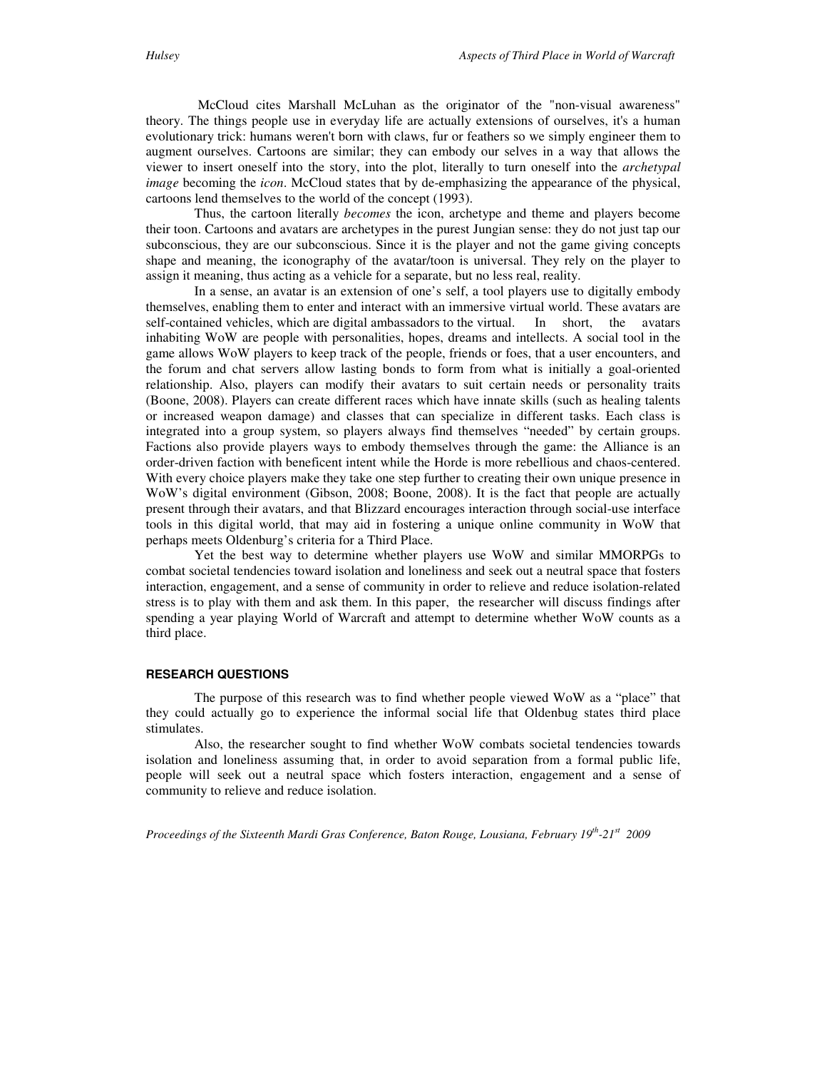McCloud cites Marshall McLuhan as the originator of the "non-visual awareness" theory. The things people use in everyday life are actually extensions of ourselves, it's a human evolutionary trick: humans weren't born with claws, fur or feathers so we simply engineer them to augment ourselves. Cartoons are similar; they can embody our selves in a way that allows the viewer to insert oneself into the story, into the plot, literally to turn oneself into the *archetypal image* becoming the *icon*. McCloud states that by de-emphasizing the appearance of the physical, cartoons lend themselves to the world of the concept (1993).

Thus, the cartoon literally *becomes* the icon, archetype and theme and players become their toon. Cartoons and avatars are archetypes in the purest Jungian sense: they do not just tap our subconscious, they are our subconscious. Since it is the player and not the game giving concepts shape and meaning, the iconography of the avatar/toon is universal. They rely on the player to assign it meaning, thus acting as a vehicle for a separate, but no less real, reality.

In a sense, an avatar is an extension of one's self, a tool players use to digitally embody themselves, enabling them to enter and interact with an immersive virtual world. These avatars are self-contained vehicles, which are digital ambassadors to the virtual. In short, the avatars inhabiting WoW are people with personalities, hopes, dreams and intellects. A social tool in the game allows WoW players to keep track of the people, friends or foes, that a user encounters, and the forum and chat servers allow lasting bonds to form from what is initially a goal-oriented relationship. Also, players can modify their avatars to suit certain needs or personality traits (Boone, 2008). Players can create different races which have innate skills (such as healing talents or increased weapon damage) and classes that can specialize in different tasks. Each class is integrated into a group system, so players always find themselves "needed" by certain groups. Factions also provide players ways to embody themselves through the game: the Alliance is an order-driven faction with beneficent intent while the Horde is more rebellious and chaos-centered. With every choice players make they take one step further to creating their own unique presence in WoW's digital environment (Gibson, 2008; Boone, 2008). It is the fact that people are actually present through their avatars, and that Blizzard encourages interaction through social-use interface tools in this digital world, that may aid in fostering a unique online community in WoW that perhaps meets Oldenburg's criteria for a Third Place.

Yet the best way to determine whether players use WoW and similar MMORPGs to combat societal tendencies toward isolation and loneliness and seek out a neutral space that fosters interaction, engagement, and a sense of community in order to relieve and reduce isolation-related stress is to play with them and ask them. In this paper, the researcher will discuss findings after spending a year playing World of Warcraft and attempt to determine whether WoW counts as a third place.

## RESEARCH QUESTIONS

The purpose of this research was to find whether people viewed WoW as a "place" that they could actually go to experience the informal social life that Oldenbug states third place stimulates.

Also, the researcher sought to find whether WoW combats societal tendencies towards isolation and loneliness assuming that, in order to avoid separation from a formal public life, people will seek out a neutral space which fosters interaction, engagement and a sense of community to relieve and reduce isolation.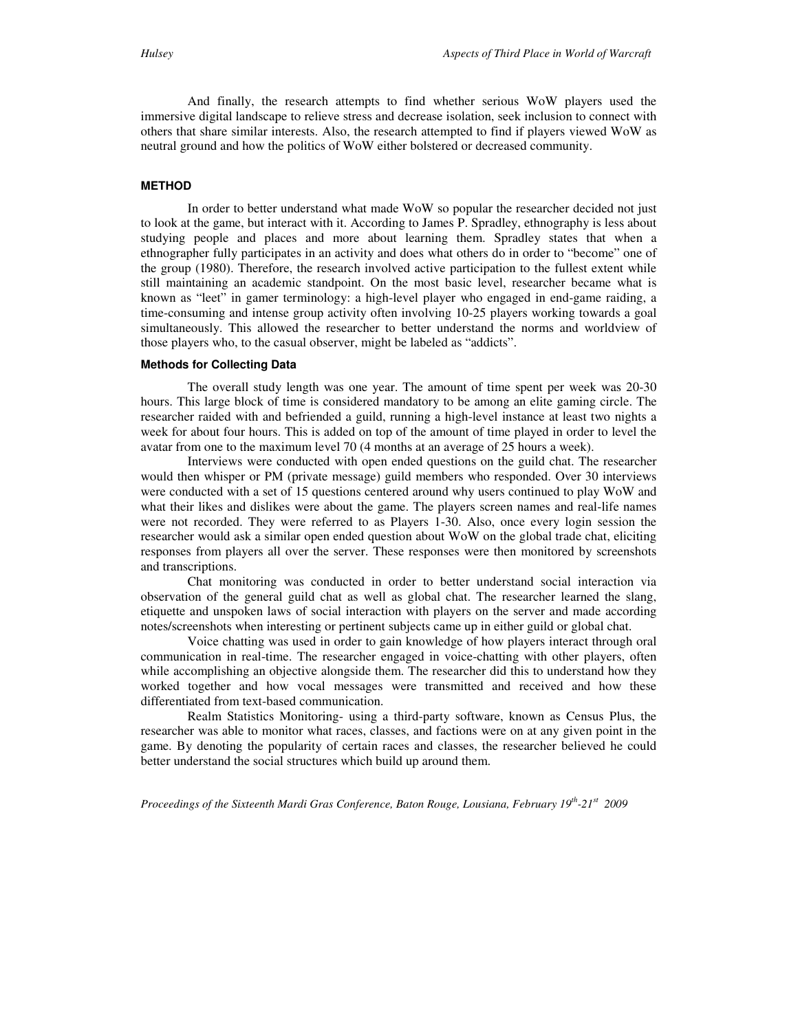And finally, the research attempts to find whether serious WoW players used the immersive digital landscape to relieve stress and decrease isolation, seek inclusion to connect with others that share similar interests. Also, the research attempted to find if players viewed WoW as neutral ground and how the politics of WoW either bolstered or decreased community.

## METHOD

In order to better understand what made WoW so popular the researcher decided not just to look at the game, but interact with it. According to James P. Spradley, ethnography is less about studying people and places and more about learning them. Spradley states that when a ethnographer fully participates in an activity and does what others do in order to "become" one of the group (1980). Therefore, the research involved active participation to the fullest extent while still maintaining an academic standpoint. On the most basic level, researcher became what is known as "leet" in gamer terminology: a high-level player who engaged in end-game raiding, a time-consuming and intense group activity often involving 10-25 players working towards a goal simultaneously. This allowed the researcher to better understand the norms and worldview of those players who, to the casual observer, might be labeled as "addicts".

### Methods for Collecting Data

The overall study length was one year. The amount of time spent per week was 20-30 hours. This large block of time is considered mandatory to be among an elite gaming circle. The researcher raided with and befriended a guild, running a high-level instance at least two nights a week for about four hours. This is added on top of the amount of time played in order to level the avatar from one to the maximum level 70 (4 months at an average of 25 hours a week).

Interviews were conducted with open ended questions on the guild chat. The researcher would then whisper or PM (private message) guild members who responded. Over 30 interviews were conducted with a set of 15 questions centered around why users continued to play WoW and what their likes and dislikes were about the game. The players screen names and real-life names were not recorded. They were referred to as Players 1-30. Also, once every login session the researcher would ask a similar open ended question about WoW on the global trade chat, eliciting responses from players all over the server. These responses were then monitored by screenshots and transcriptions.

Chat monitoring was conducted in order to better understand social interaction via observation of the general guild chat as well as global chat. The researcher learned the slang, etiquette and unspoken laws of social interaction with players on the server and made according notes/screenshots when interesting or pertinent subjects came up in either guild or global chat.

Voice chatting was used in order to gain knowledge of how players interact through oral communication in real-time. The researcher engaged in voice-chatting with other players, often while accomplishing an objective alongside them. The researcher did this to understand how they worked together and how vocal messages were transmitted and received and how these differentiated from text-based communication.

Realm Statistics Monitoring- using a third-party software, known as Census Plus, the researcher was able to monitor what races, classes, and factions were on at any given point in the game. By denoting the popularity of certain races and classes, the researcher believed he could better understand the social structures which build up around them.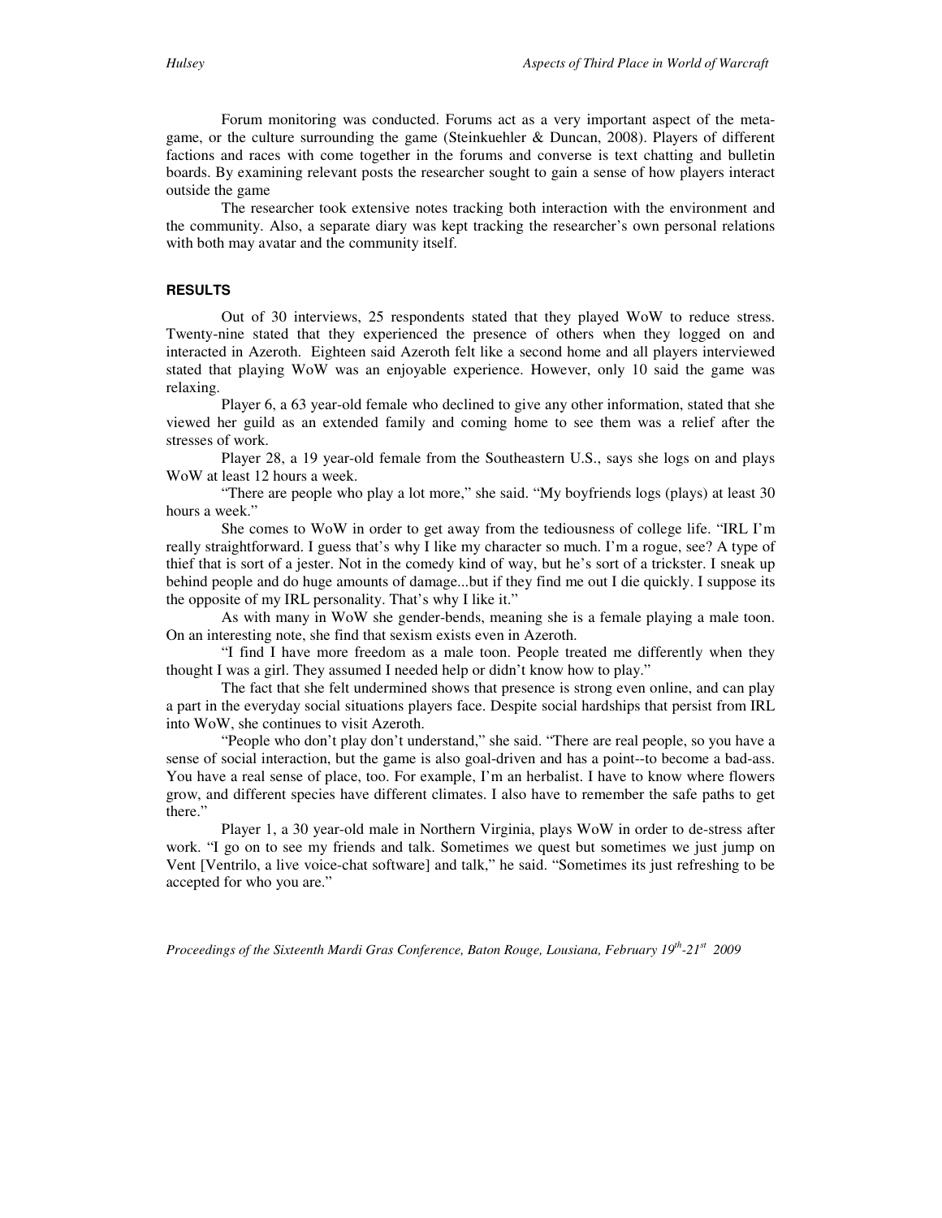Forum monitoring was conducted. Forums act as a very important aspect of the meta-game, or the culture surrounding the game (Steinkuehler & Duncan, 2008). Players of different factions and races with come together in the forums and converse is text chatting and bulletin boards. By examining relevant posts the researcher sought to gain a sense of how players interact outside the game

The researcher took extensive notes tracking both interaction with the environment and the community. Also, a separate diary was kept tracking the researcher's own personal relations with both may avatar and the community itself.

#### RESULTS

Out of 30 interviews, 25 respondents stated that they played WoW to reduce stress. Twenty-nine stated that they experienced the presence of others when they logged on and interacted in Azeroth. Eighteen said Azeroth felt like a second home and all players interviewed stated that playing WoW was an enjoyable experience. However, only 10 said the game was relaxing.

Player 6, a 63 year-old female who declined to give any other information, stated that she viewed her guild as an extended family and coming home to see them was a relief after the stresses of work.

Player 28, a 19 year-old female from the Southeastern U.S., says she logs on and plays WoW at least 12 hours a week.

"There are people who play a lot more," she said. "My boyfriends logs (plays) at least 30 hours a week."

She comes to WoW in order to get away from the tediousness of college life. "IRL I'm really straightforward. I guess that's why I like my character so much. I'm a rogue, see? A type of thief that is sort of a jester. Not in the comedy kind of way, but he's sort of a trickster. I sneak up behind people and do huge amounts of damage...but if they find me out I die quickly. I suppose its the opposite of my IRL personality. That's why I like it."

As with many in WoW she gender-bends, meaning she is a female playing a male toon. On an interesting note, she find that sexism exists even in Azeroth.

"I find I have more freedom as a male toon. People treated me differently when they thought I was a girl. They assumed I needed help or didn't know how to play."

The fact that she felt undermined shows that presence is strong even online, and can play a part in the everyday social situations players face. Despite social hardships that persist from IRL into WoW, she continues to visit Azeroth.

"People who don't play don't understand," she said. "There are real people, so you have a sense of social interaction, but the game is also goal-driven and has a point--to become a bad-ass. You have a real sense of place, too. For example, I'm an herbalist. I have to know where flowers grow, and different species have different climates. I also have to remember the safe paths to get there."

Player 1, a 30 year-old male in Northern Virginia, plays WoW in order to de-stress after work. "I go on to see my friends and talk. Sometimes we quest but sometimes we just jump on Vent [Ventrilo, a live voice-chat software] and talk," he said. "Sometimes its just refreshing to be accepted for who you are."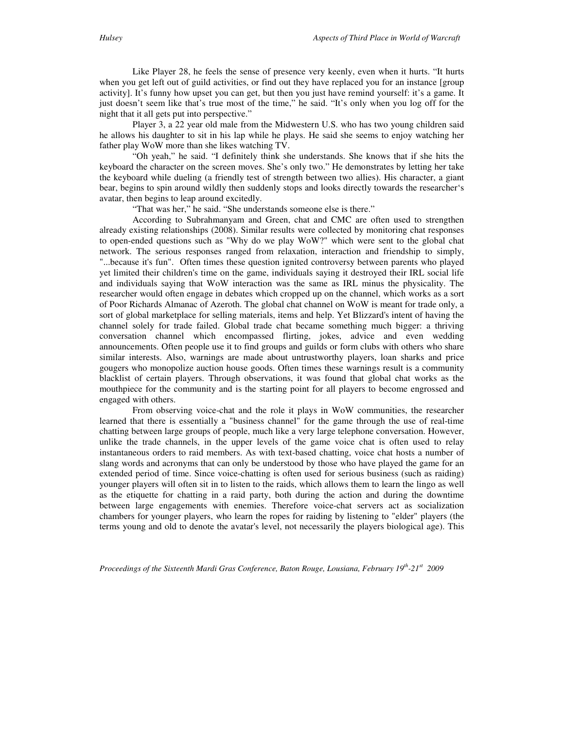Like Player 28, he feels the sense of presence very keenly, even when it hurts. “It hurts when you get left out of guild activities, or find out they have replaced you for an instance [group activity]. It’s funny how upset you can get, but then you just have remind yourself: it’s a game. It just doesn’t seem like that’s true most of the time,” he said. “It’s only when you log off for the night that it all gets put into perspective.”

Player 3, a 22 year old male from the Midwestern U.S. who has two young children said he allows his daughter to sit in his lap while he plays. He said she seems to enjoy watching her father play WoW more than she likes watching TV.

“Oh yeah,” he said. “I definitely think she understands. She knows that if she hits the keyboard the character on the screen moves. She’s only two.” He demonstrates by letting her take the keyboard while dueling (a friendly test of strength between two allies). His character, a giant bear, begins to spin around wildly then suddenly stops and looks directly towards the researcher‘s avatar, then begins to leap around excitedly.

“That was her,” he said. “She understands someone else is there.”

According to Subrahmanyam and Green, chat and CMC are often used to strengthen already existing relationships (2008). Similar results were collected by monitoring chat responses to open-ended questions such as "Why do we play WoW?" which were sent to the global chat network. The serious responses ranged from relaxation, interaction and friendship to simply, "...because it's fun". Often times these question ignited controversy between parents who played yet limited their children's time on the game, individuals saying it destroyed their IRL social life and individuals saying that WoW interaction was the same as IRL minus the physicality. The researcher would often engage in debates which cropped up on the channel, which works as a sort of Poor Richards Almanac of Azeroth. The global chat channel on WoW is meant for trade only, a sort of global marketplace for selling materials, items and help. Yet Blizzard's intent of having the channel solely for trade failed. Global trade chat became something much bigger: a thriving conversation channel which encompassed flirting, jokes, advice and even wedding announcements. Often people use it to find groups and guilds or form clubs with others who share similar interests. Also, warnings are made about untrustworthy players, loan sharks and price gougers who monopolize auction house goods. Often times these warnings result is a community blacklist of certain players. Through observations, it was found that global chat works as the mouthpiece for the community and is the starting point for all players to become engrossed and engaged with others.

From observing voice-chat and the role it plays in WoW communities, the researcher learned that there is essentially a "business channel" for the game through the use of real-time chatting between large groups of people, much like a very large telephone conversation. However, unlike the trade channels, in the upper levels of the game voice chat is often used to relay instantaneous orders to raid members. As with text-based chatting, voice chat hosts a number of slang words and acronyms that can only be understood by those who have played the game for an extended period of time. Since voice-chatting is often used for serious business (such as raiding) younger players will often sit in to listen to the raids, which allows them to learn the lingo as well as the etiquette for chatting in a raid party, both during the action and during the downtime between large engagements with enemies. Therefore voice-chat servers act as socialization chambers for younger players, who learn the ropes for raiding by listening to "elder" players (the terms young and old to denote the avatar's level, not necessarily the players biological age). This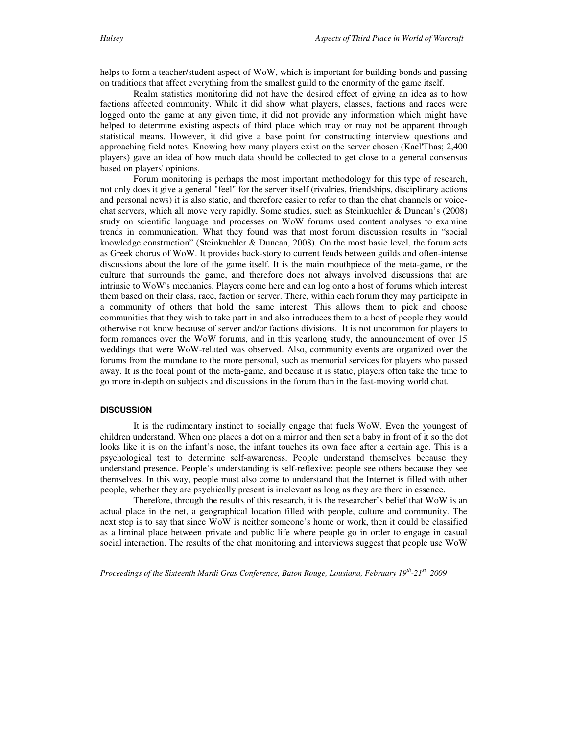helps to form a teacher/student aspect of WoW, which is important for building bonds and passing on traditions that affect everything from the smallest guild to the enormity of the game itself.

Realm statistics monitoring did not have the desired effect of giving an idea as to how factions affected community. While it did show what players, classes, factions and races were logged onto the game at any given time, it did not provide any information which might have helped to determine existing aspects of third place which may or may not be apparent through statistical means. However, it did give a base point for constructing interview questions and approaching field notes. Knowing how many players exist on the server chosen (Kael'Thas; 2,400 players) gave an idea of how much data should be collected to get close to a general consensus based on players' opinions.

Forum monitoring is perhaps the most important methodology for this type of research, not only does it give a general "feel" for the server itself (rivalries, friendships, disciplinary actions and personal news) it is also static, and therefore easier to refer to than the chat channels or voice-chat servers, which all move very rapidly. Some studies, such as Steinkuehler & Duncan's (2008) study on scientific language and processes on WoW forums used content analyses to examine trends in communication. What they found was that most forum discussion results in "social knowledge construction" (Steinkuehler & Duncan, 2008). On the most basic level, the forum acts as Greek chorus of WoW. It provides back-story to current feuds between guilds and often-intense discussions about the lore of the game itself. It is the main mouthpiece of the meta-game, or the culture that surrounds the game, and therefore does not always involved discussions that are intrinsic to WoW's mechanics. Players come here and can log onto a host of forums which interest them based on their class, race, faction or server. There, within each forum they may participate in a community of others that hold the same interest. This allows them to pick and choose communities that they wish to take part in and also introduces them to a host of people they would otherwise not know because of server and/or factions divisions. It is not uncommon for players to form romances over the WoW forums, and in this yearlong study, the announcement of over 15 weddings that were WoW-related was observed. Also, community events are organized over the forums from the mundane to the more personal, such as memorial services for players who passed away. It is the focal point of the meta-game, and because it is static, players often take the time to go more in-depth on subjects and discussions in the forum than in the fast-moving world chat.

## DISCUSSION

It is the rudimentary instinct to socially engage that fuels WoW. Even the youngest of children understand. When one places a dot on a mirror and then set a baby in front of it so the dot looks like it is on the infant's nose, the infant touches its own face after a certain age. This is a psychological test to determine self-awareness. People understand themselves because they understand presence. People's understanding is self-reflexive: people see others because they see themselves. In this way, people must also come to understand that the Internet is filled with other people, whether they are psychically present is irrelevant as long as they are there in essence.

Therefore, through the results of this research, it is the researcher's belief that WoW is an actual place in the net, a geographical location filled with people, culture and community. The next step is to say that since WoW is neither someone's home or work, then it could be classified as a liminal place between private and public life where people go in order to engage in casual social interaction. The results of the chat monitoring and interviews suggest that people use WoW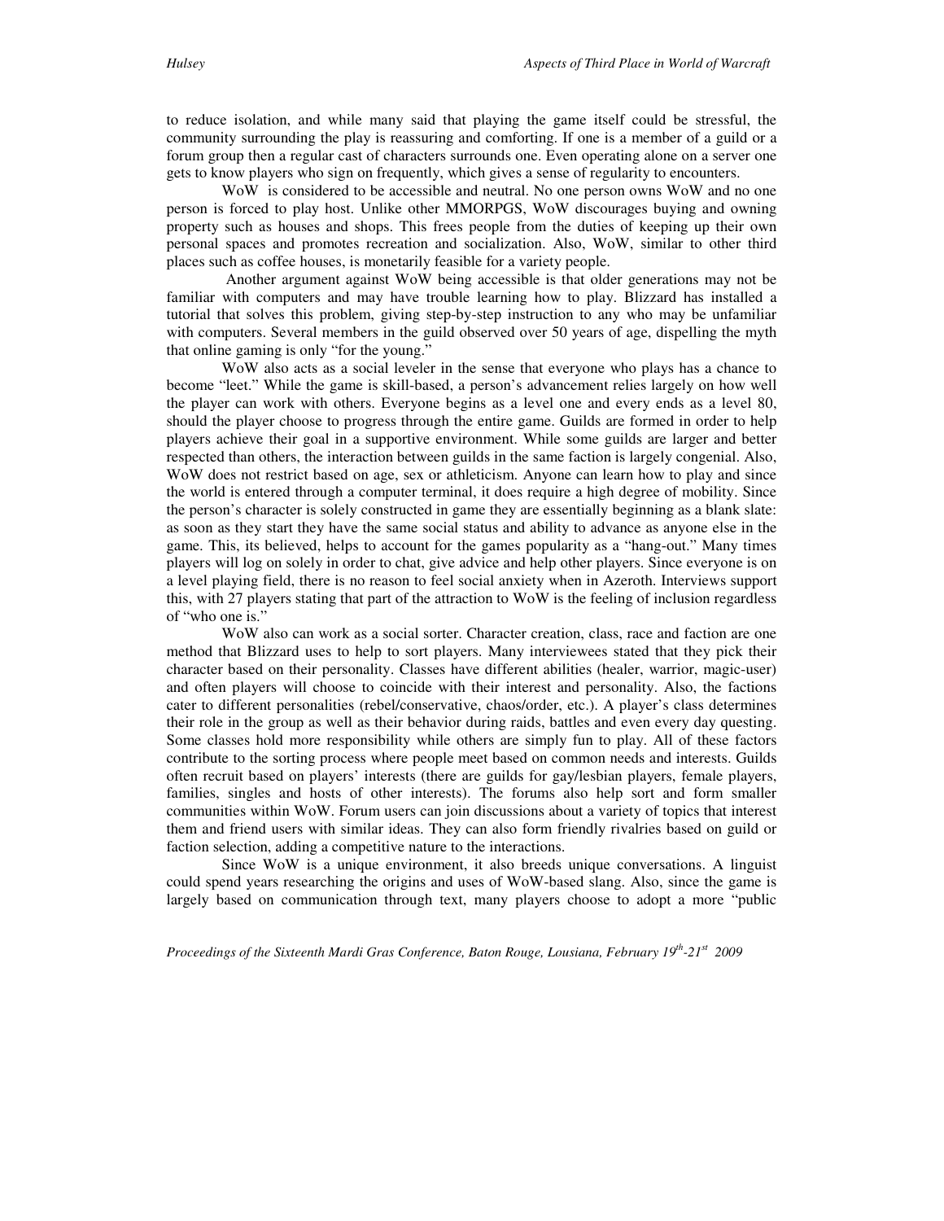to reduce isolation, and while many said that playing the game itself could be stressful, the community surrounding the play is reassuring and comforting. If one is a member of a guild or a forum group then a regular cast of characters surrounds one. Even operating alone on a server one gets to know players who sign on frequently, which gives a sense of regularity to encounters.

WoW is considered to be accessible and neutral. No one person owns WoW and no one person is forced to play host. Unlike other MMORPGS, WoW discourages buying and owning property such as houses and shops. This frees people from the duties of keeping up their own personal spaces and promotes recreation and socialization. Also, WoW, similar to other third places such as coffee houses, is monetarily feasible for a variety people.

Another argument against WoW being accessible is that older generations may not be familiar with computers and may have trouble learning how to play. Blizzard has installed a tutorial that solves this problem, giving step-by-step instruction to any who may be unfamiliar with computers. Several members in the guild observed over 50 years of age, dispelling the myth that online gaming is only "for the young."

WoW also acts as a social leveler in the sense that everyone who plays has a chance to become "leet." While the game is skill-based, a person's advancement relies largely on how well the player can work with others. Everyone begins as a level one and every ends as a level 80, should the player choose to progress through the entire game. Guilds are formed in order to help players achieve their goal in a supportive environment. While some guilds are larger and better respected than others, the interaction between guilds in the same faction is largely congenial. Also, WoW does not restrict based on age, sex or athleticism. Anyone can learn how to play and since the world is entered through a computer terminal, it does require a high degree of mobility. Since the person's character is solely constructed in game they are essentially beginning as a blank slate: as soon as they start they have the same social status and ability to advance as anyone else in the game. This, its believed, helps to account for the games popularity as a "hang-out." Many times players will log on solely in order to chat, give advice and help other players. Since everyone is on a level playing field, there is no reason to feel social anxiety when in Azeroth. Interviews support this, with 27 players stating that part of the attraction to WoW is the feeling of inclusion regardless of "who one is."

WoW also can work as a social sorter. Character creation, class, race and faction are one method that Blizzard uses to help to sort players. Many interviewees stated that they pick their character based on their personality. Classes have different abilities (healer, warrior, magic-user) and often players will choose to coincide with their interest and personality. Also, the factions cater to different personalities (rebel/conservative, chaos/order, etc.). A player's class determines their role in the group as well as their behavior during raids, battles and even every day questing. Some classes hold more responsibility while others are simply fun to play. All of these factors contribute to the sorting process where people meet based on common needs and interests. Guilds often recruit based on players' interests (there are guilds for gay/lesbian players, female players, families, singles and hosts of other interests). The forums also help sort and form smaller communities within WoW. Forum users can join discussions about a variety of topics that interest them and friend users with similar ideas. They can also form friendly rivalries based on guild or faction selection, adding a competitive nature to the interactions.

Since WoW is a unique environment, it also breeds unique conversations. A linguist could spend years researching the origins and uses of WoW-based slang. Also, since the game is largely based on communication through text, many players choose to adopt a more "public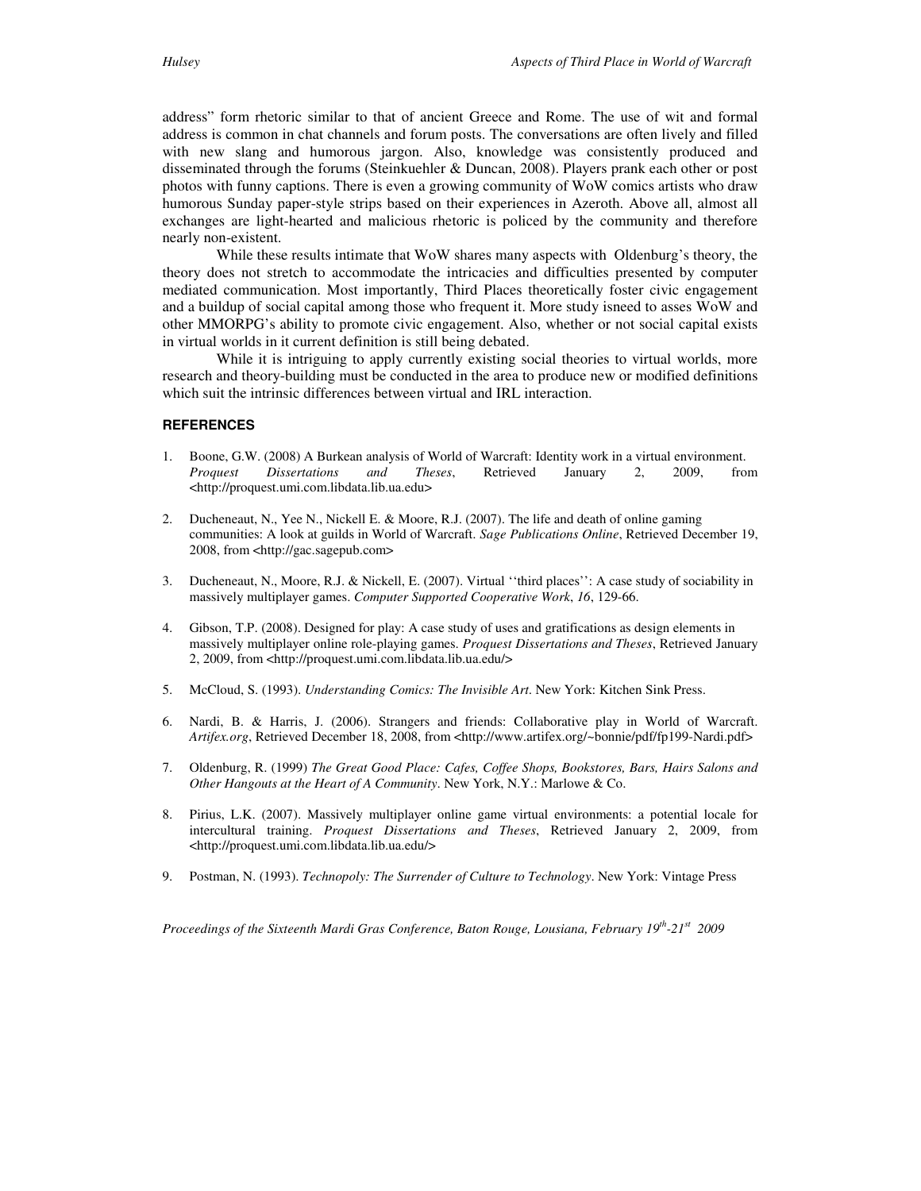address" form rhetoric similar to that of ancient Greece and Rome. The use of wit and formal address is common in chat channels and forum posts. The conversations are often lively and filled with new slang and humorous jargon. Also, knowledge was consistently produced and disseminated through the forums (Steinkuehler & Duncan, 2008). Players prank each other or post photos with funny captions. There is even a growing community of WoW comics artists who draw humorous Sunday paper-style strips based on their experiences in Azeroth. Above all, almost all exchanges are light-hearted and malicious rhetoric is policed by the community and therefore nearly non-existent.

While these results intimate that WoW shares many aspects with Oldenburg's theory, the theory does not stretch to accommodate the intricacies and difficulties presented by computer mediated communication. Most importantly, Third Places theoretically foster civic engagement and a buildup of social capital among those who frequent it. More study isneed to asses WoW and other MMORPG's ability to promote civic engagement. Also, whether or not social capital exists in virtual worlds in it current definition is still being debated.

While it is intriguing to apply currently existing social theories to virtual worlds, more research and theory-building must be conducted in the area to produce new or modified definitions which suit the intrinsic differences between virtual and IRL interaction.

## REFERENCES

1. Boone, G.W. (2008) A Burkean analysis of World of Warcraft: Identity work in a virtual environment. *Proquest Dissertations and Theses*, Retrieved January 2, 2009, from <http://proquest.umi.com.libdata.lib.ua.edu>

2. Ducheneaut, N., Yee N., Nickell E. & Moore, R.J. (2007). The life and death of online gaming communities: A look at guilds in World of Warcraft. *Sage Publications Online*, Retrieved December 19, 2008, from <http://gac.sagepub.com>

3. Ducheneaut, N., Moore, R.J. & Nickell, E. (2007). Virtual ''third places'': A case study of sociability in massively multiplayer games. *Computer Supported Cooperative Work*, *16*, 129-66.

4. Gibson, T.P. (2008). Designed for play: A case study of uses and gratifications as design elements in massively multiplayer online role-playing games. *Proquest Dissertations and Theses*, Retrieved January 2, 2009, from <http://proquest.umi.com.libdata.lib.ua.edu/>

5. McCloud, S. (1993). *Understanding Comics: The Invisible Art*. New York: Kitchen Sink Press.

6. Nardi, B. & Harris, J. (2006). Strangers and friends: Collaborative play in World of Warcraft. *Artifex.org*, Retrieved December 18, 2008, from <http://www.artifex.org/~bonnie/pdf/fp199-Nardi.pdf>

7. Oldenburg, R. (1999) *The Great Good Place: Cafes, Coffee Shops, Bookstores, Bars, Hairs Salons and Other Hangouts at the Heart of A Community*. New York, N.Y.: Marlowe & Co.

8. Pirius, L.K. (2007). Massively multiplayer online game virtual environments: a potential locale for intercultural training. *Proquest Dissertations and Theses*, Retrieved January 2, 2009, from <http://proquest.umi.com.libdata.lib.ua.edu/>

9. Postman, N. (1993). *Technopoly: The Surrender of Culture to Technology*. New York: Vintage Press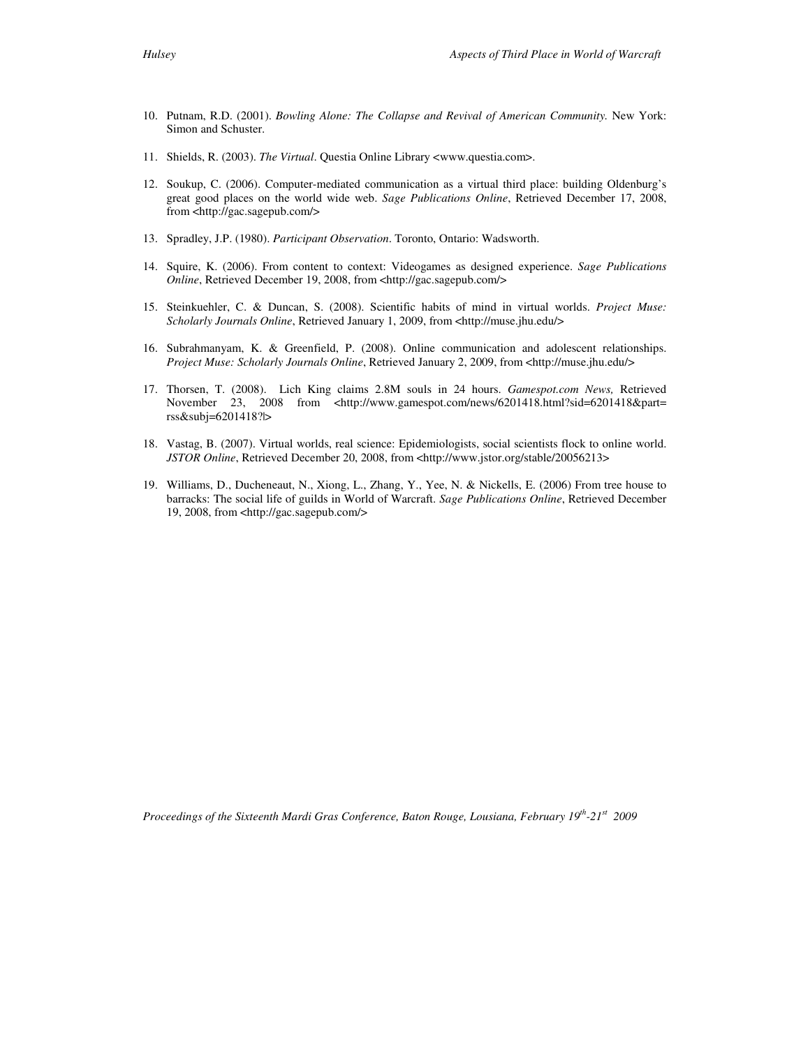10. Putnam, R.D. (2001). *Bowling Alone: The Collapse and Revival of American Community*. New York: Simon and Schuster.

11. Shields, R. (2003). *The Virtual*. Questia Online Library <www.questia.com>.

12. Soukup, C. (2006). Computer-mediated communication as a virtual third place: building Oldenburg's great good places on the world wide web. *Sage Publications Online*, Retrieved December 17, 2008, from <http://gac.sagepub.com/>

13. Spradley, J.P. (1980). *Participant Observation*. Toronto, Ontario: Wadsworth.

14. Squire, K. (2006). From content to context: Videogames as designed experience. *Sage Publications Online*, Retrieved December 19, 2008, from <http://gac.sagepub.com/>

15. Steinkuehler, C. & Duncan, S. (2008). Scientific habits of mind in virtual worlds. *Project Muse: Scholarly Journals Online*, Retrieved January 1, 2009, from <http://muse.jhu.edu/>

16. Subrahmanyam, K. & Greenfield, P. (2008). Online communication and adolescent relationships. *Project Muse: Scholarly Journals Online*, Retrieved January 2, 2009, from <http://muse.jhu.edu/>

17. Thorsen, T. (2008). Lich King claims 2.8M souls in 24 hours. *Gamespot.com News,* Retrieved November 23, 2008 from <http://www.gamespot.com/news/6201418.html?sid=6201418&part=rss&subj=6201418?|>

18. Vastag, B. (2007). Virtual worlds, real science: Epidemiologists, social scientists flock to online world. *JSTOR Online*, Retrieved December 20, 2008, from <http://www.jstor.org/stable/20056213>

19. Williams, D., Ducheneaut, N., Xiong, L., Zhang, Y., Yee, N. & Nickells, E. (2006) From tree house to barracks: The social life of guilds in World of Warcraft. *Sage Publications Online*, Retrieved December 19, 2008, from <http://gac.sagepub.com/>